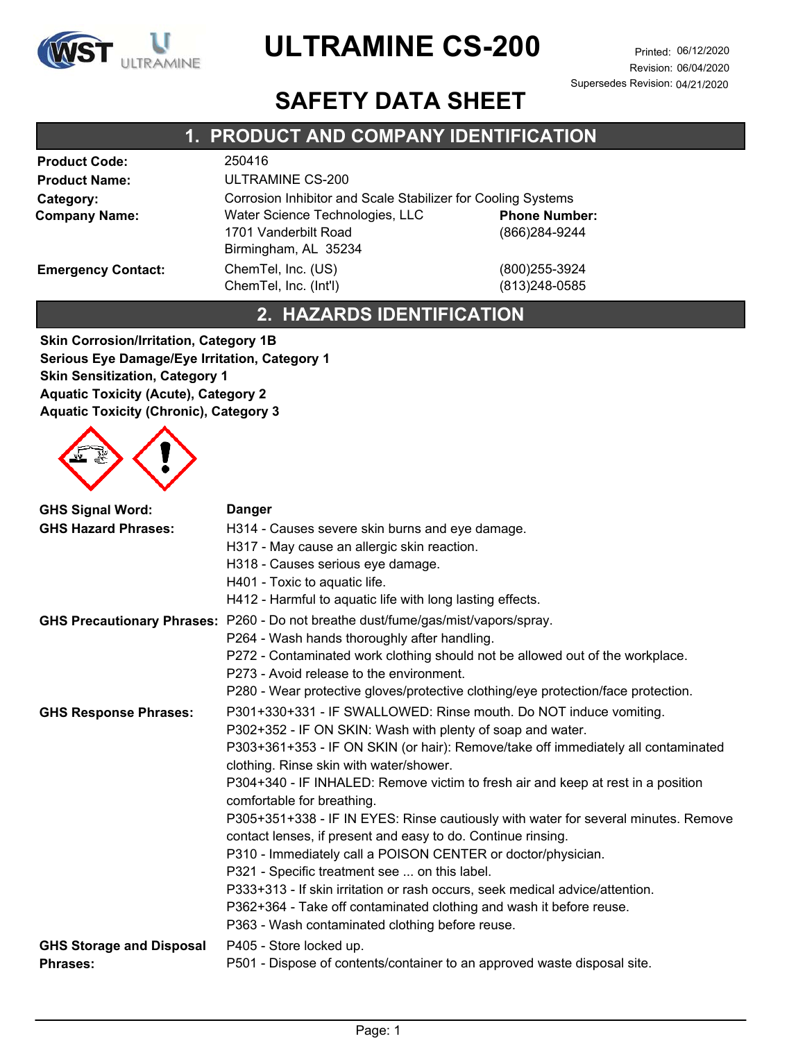# ULTRAMINE CS-200

Printed: 06/12/2020
Revision: 06/04/2020
Supersedes Revision: 04/21/2020

# SAFETY DATA SHEET

## 1. PRODUCT AND COMPANY IDENTIFICATION

| | | |
|---|---|---|
| **Product Code:** | 250416 | |
| **Product Name:** | ULTRAMINE CS-200 | |
| **Category:** | Corrosion Inhibitor and Scale Stabilizer for Cooling Systems | |
| **Company Name:** | Water Science Technologies, LLC<br>1701 Vanderbilt Road<br>Birmingham, AL 35234 | **Phone Number:**<br>(866)284-9244 |
| **Emergency Contact:** | ChemTel, Inc. (US)<br>ChemTel, Inc. (Int'l) | (800)255-3924<br>(813)248-0585 |

## 2. HAZARDS IDENTIFICATION

**Skin Corrosion/Irritation, Category 1B**
**Serious Eye Damage/Eye Irritation, Category 1**
**Skin Sensitization, Category 1**
**Aquatic Toxicity (Acute), Category 2**
**Aquatic Toxicity (Chronic), Category 3**

**GHS Signal Word:** **Danger**

**GHS Hazard Phrases:**
H314 - Causes severe skin burns and eye damage.
H317 - May cause an allergic skin reaction.
H318 - Causes serious eye damage.
H401 - Toxic to aquatic life.
H412 - Harmful to aquatic life with long lasting effects.

**GHS Precautionary Phrases:**
P260 - Do not breathe dust/fume/gas/mist/vapors/spray.
P264 - Wash hands thoroughly after handling.
P272 - Contaminated work clothing should not be allowed out of the workplace.
P273 - Avoid release to the environment.
P280 - Wear protective gloves/protective clothing/eye protection/face protection.

**GHS Response Phrases:**
P301+330+331 - IF SWALLOWED: Rinse mouth. Do NOT induce vomiting.
P302+352 - IF ON SKIN: Wash with plenty of soap and water.
P303+361+353 - IF ON SKIN (or hair): Remove/take off immediately all contaminated clothing. Rinse skin with water/shower.
P304+340 - IF INHALED: Remove victim to fresh air and keep at rest in a position comfortable for breathing.
P305+351+338 - IF IN EYES: Rinse cautiously with water for several minutes. Remove contact lenses, if present and easy to do. Continue rinsing.
P310 - Immediately call a POISON CENTER or doctor/physician.
P321 - Specific treatment see ... on this label.
P333+313 - If skin irritation or rash occurs, seek medical advice/attention.
P362+364 - Take off contaminated clothing and wash it before reuse.
P363 - Wash contaminated clothing before reuse.

**GHS Storage and Disposal Phrases:**
P405 - Store locked up.
P501 - Dispose of contents/container to an approved waste disposal site.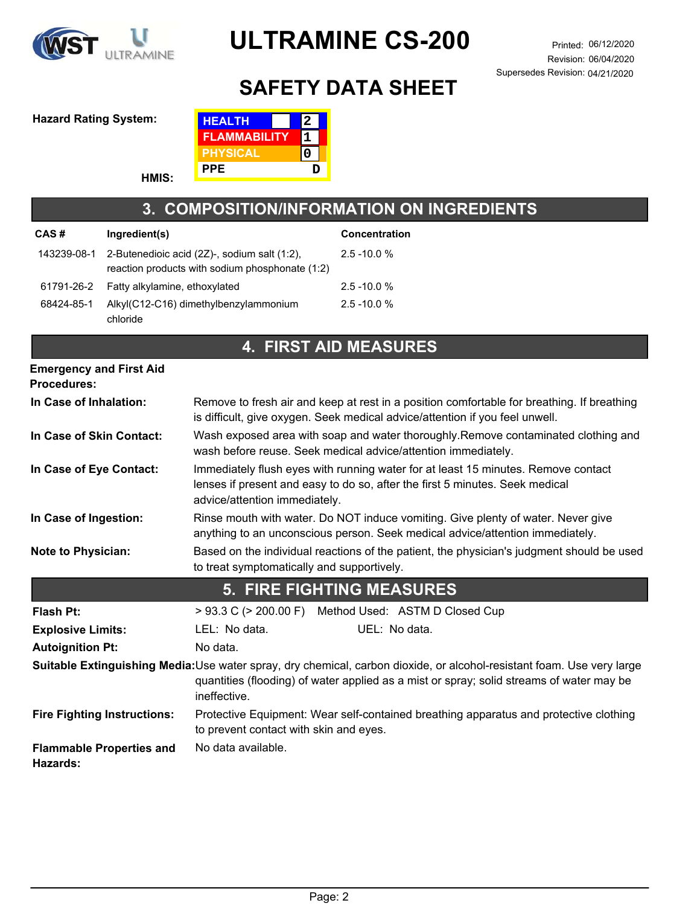# ULTRAMINE CS-200

Printed: 06/12/2020
Revision: 06/04/2020
Supersedes Revision: 04/21/2020

## SAFETY DATA SHEET

**Hazard Rating System:**

**HMIS:**

| HEALTH | 2 |
|---|---|
| FLAMMABILITY | 1 |
| PHYSICAL | 0 |
| PPE | D |

## 3. COMPOSITION/INFORMATION ON INGREDIENTS

| CAS # | Ingredient(s) | Concentration |
|---|---|---|
| 143239-08-1 | 2-Butenedioic acid (2Z)-, sodium salt (1:2), reaction products with sodium phosphonate (1:2) | 2.5 -10.0 % |
| 61791-26-2 | Fatty alkylamine, ethoxylated | 2.5 -10.0 % |
| 68424-85-1 | Alkyl(C12-C16) dimethylbenzylammonium chloride | 2.5 -10.0 % |

## 4. FIRST AID MEASURES

**Emergency and First Aid Procedures:**

**In Case of Inhalation:** Remove to fresh air and keep at rest in a position comfortable for breathing. If breathing is difficult, give oxygen. Seek medical advice/attention if you feel unwell.

**In Case of Skin Contact:** Wash exposed area with soap and water thoroughly.Remove contaminated clothing and wash before reuse. Seek medical advice/attention immediately.

**In Case of Eye Contact:** Immediately flush eyes with running water for at least 15 minutes. Remove contact lenses if present and easy to do so, after the first 5 minutes. Seek medical advice/attention immediately.

**In Case of Ingestion:** Rinse mouth with water. Do NOT induce vomiting. Give plenty of water. Never give anything to an unconscious person. Seek medical advice/attention immediately.

**Note to Physician:** Based on the individual reactions of the patient, the physician's judgment should be used to treat symptomatically and supportively.

## 5. FIRE FIGHTING MEASURES

**Flash Pt:** > 93.3 C (> 200.00 F) Method Used: ASTM D Closed Cup

**Explosive Limits:** LEL: No data. UEL: No data.

**Autoignition Pt:** No data.

**Suitable Extinguishing Media:** Use water spray, dry chemical, carbon dioxide, or alcohol-resistant foam. Use very large quantities (flooding) of water applied as a mist or spray; solid streams of water may be ineffective.

**Fire Fighting Instructions:** Protective Equipment: Wear self-contained breathing apparatus and protective clothing to prevent contact with skin and eyes.

**Flammable Properties and Hazards:** No data available.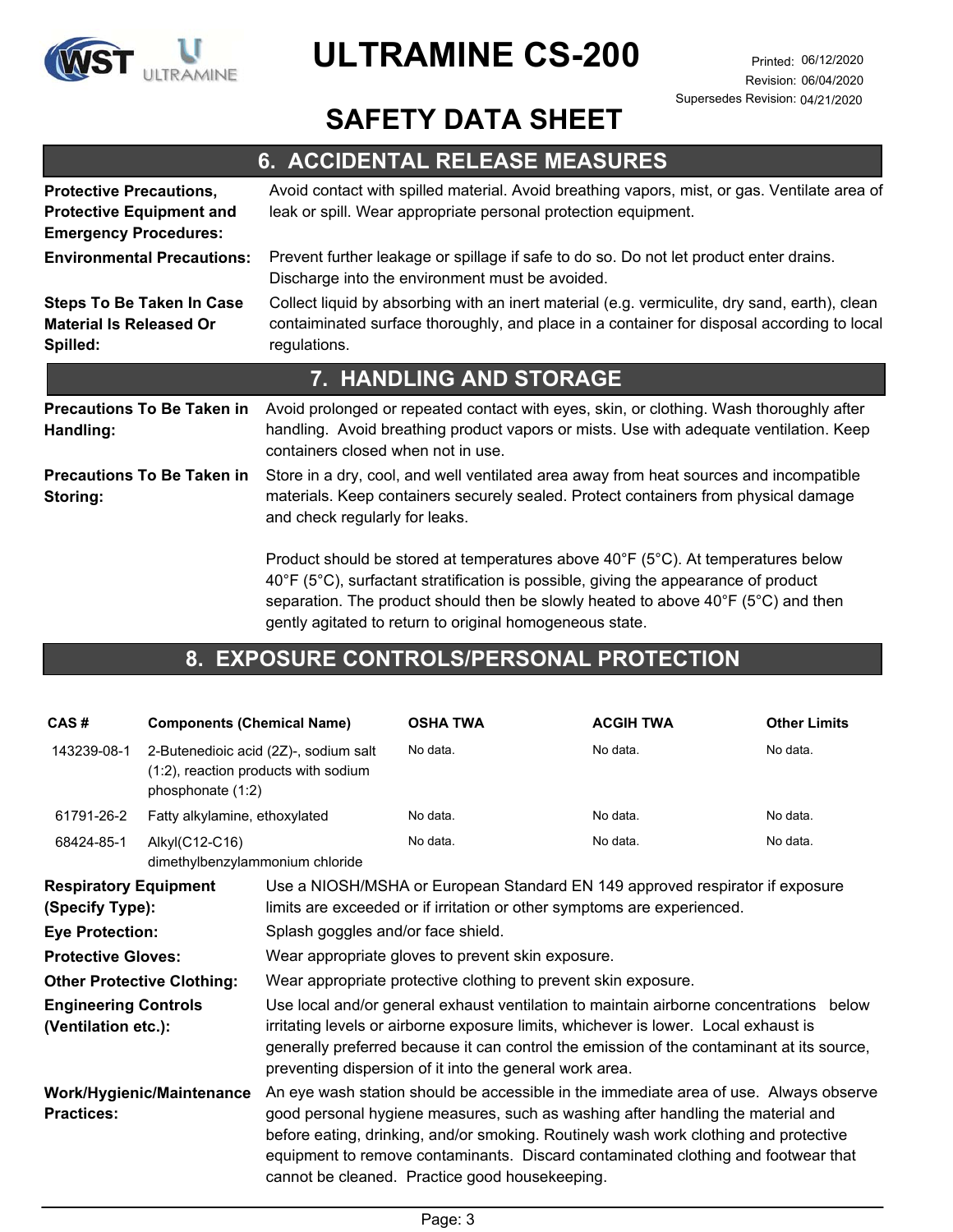## 6. ACCIDENTAL RELEASE MEASURES

**Protective Precautions, Protective Equipment and Emergency Procedures:** Avoid contact with spilled material. Avoid breathing vapors, mist, or gas. Ventilate area of leak or spill. Wear appropriate personal protection equipment.

**Environmental Precautions:** Prevent further leakage or spillage if safe to do so. Do not let product enter drains. Discharge into the environment must be avoided.

**Steps To Be Taken In Case Material Is Released Or Spilled:** Collect liquid by absorbing with an inert material (e.g. vermiculite, dry sand, earth), clean contaiminated surface thoroughly, and place in a container for disposal according to local regulations.

## 7. HANDLING AND STORAGE

**Precautions To Be Taken in Handling:** Avoid prolonged or repeated contact with eyes, skin, or clothing. Wash thoroughly after handling. Avoid breathing product vapors or mists. Use with adequate ventilation. Keep containers closed when not in use.

**Precautions To Be Taken in Storing:** Store in a dry, cool, and well ventilated area away from heat sources and incompatible materials. Keep containers securely sealed. Protect containers from physical damage and check regularly for leaks.

Product should be stored at temperatures above 40°F (5°C). At temperatures below 40°F (5°C), surfactant stratification is possible, giving the appearance of product separation. The product should then be slowly heated to above 40°F (5°C) and then gently agitated to return to original homogeneous state.

## 8. EXPOSURE CONTROLS/PERSONAL PROTECTION

| CAS # | Components (Chemical Name) | OSHA TWA | ACGIH TWA | Other Limits |
|---|---|---|---|---|
| 143239-08-1 | 2-Butenedioic acid (2Z)-, sodium salt (1:2), reaction products with sodium phosphonate (1:2) | No data. | No data. | No data. |
| 61791-26-2 | Fatty alkylamine, ethoxylated | No data. | No data. | No data. |
| 68424-85-1 | Alkyl(C12-C16) dimethylbenzylammonium chloride | No data. | No data. | No data. |

**Respiratory Equipment (Specify Type):** Use a NIOSH/MSHA or European Standard EN 149 approved respirator if exposure limits are exceeded or if irritation or other symptoms are experienced.

**Eye Protection:** Splash goggles and/or face shield.

**Protective Gloves:** Wear appropriate gloves to prevent skin exposure.

**Other Protective Clothing:** Wear appropriate protective clothing to prevent skin exposure.

**Engineering Controls (Ventilation etc.):** Use local and/or general exhaust ventilation to maintain airborne concentrations below irritating levels or airborne exposure limits, whichever is lower. Local exhaust is generally preferred because it can control the emission of the contaminant at its source, preventing dispersion of it into the general work area.

**Work/Hygienic/Maintenance Practices:** An eye wash station should be accessible in the immediate area of use. Always observe good personal hygiene measures, such as washing after handling the material and before eating, drinking, and/or smoking. Routinely wash work clothing and protective equipment to remove contaminants. Discard contaminated clothing and footwear that cannot be cleaned. Practice good housekeeping.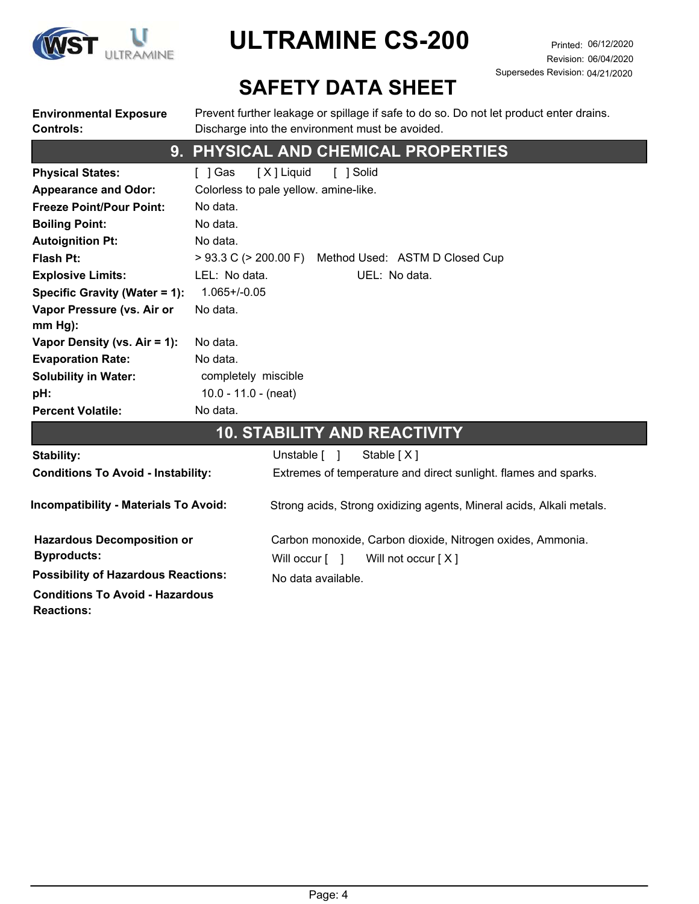| | |
|---|---|
| **Environmental Exposure Controls:** | Prevent further leakage or spillage if safe to do so. Do not let product enter drains. Discharge into the environment must be avoided. |

## 9. PHYSICAL AND CHEMICAL PROPERTIES

| | |
|---|---|
| **Physical States:** | [ ] Gas [ X ] Liquid [ ] Solid |
| **Appearance and Odor:** | Colorless to pale yellow. amine-like. |
| **Freeze Point/Pour Point:** | No data. |
| **Boiling Point:** | No data. |
| **Autoignition Pt:** | No data. |
| **Flash Pt:** | > 93.3 C (> 200.00 F) Method Used: ASTM D Closed Cup |
| **Explosive Limits:** | LEL: No data. UEL: No data. |
| **Specific Gravity (Water = 1):** | 1.065+/-0.05 |
| **Vapor Pressure (vs. Air or mm Hg):** | No data. |
| **Vapor Density (vs. Air = 1):** | No data. |
| **Evaporation Rate:** | No data. |
| **Solubility in Water:** | completely miscible |
| **pH:** | 10.0 - 11.0 - (neat) |
| **Percent Volatile:** | No data. |

## 10. STABILITY AND REACTIVITY

| | |
|---|---|
| **Stability:** | Unstable [ ] Stable [ X ] |
| **Conditions To Avoid - Instability:** | Extremes of temperature and direct sunlight. flames and sparks. |
| **Incompatibility - Materials To Avoid:** | Strong acids, Strong oxidizing agents, Mineral acids, Alkali metals. |
| **Hazardous Decomposition or Byproducts:** | Carbon monoxide, Carbon dioxide, Nitrogen oxides, Ammonia. |
| **Possibility of Hazardous Reactions:** | Will occur [ ] Will not occur [ X ] |
| **Conditions To Avoid - Hazardous Reactions:** | No data available. |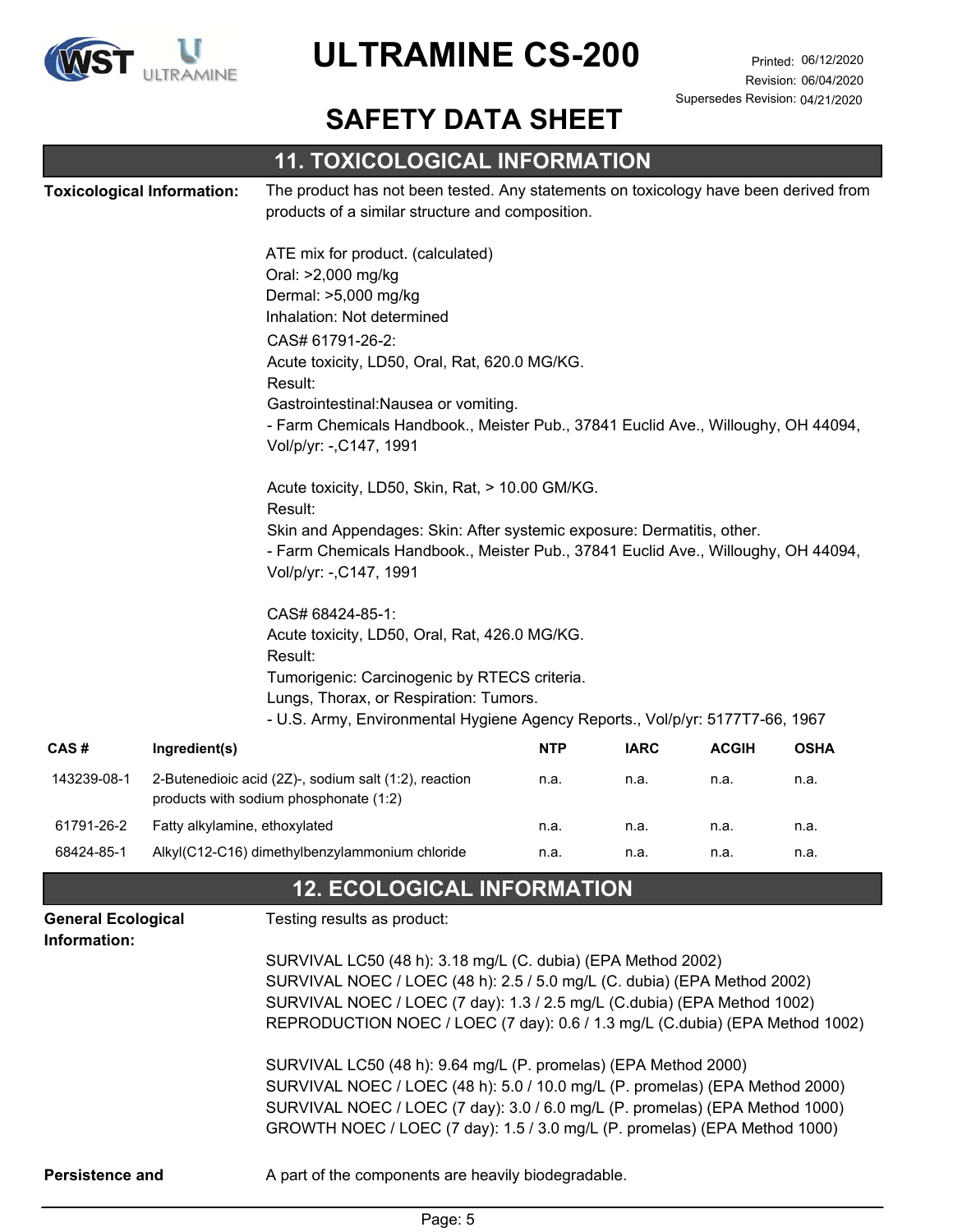## 11. TOXICOLOGICAL INFORMATION

**Toxicological Information:** The product has not been tested. Any statements on toxicology have been derived from products of a similar structure and composition.

ATE mix for product. (calculated)
Oral: >2,000 mg/kg
Dermal: >5,000 mg/kg
Inhalation: Not determined

CAS# 61791-26-2:
Acute toxicity, LD50, Oral, Rat, 620.0 MG/KG.
Result:
Gastrointestinal:Nausea or vomiting.
- Farm Chemicals Handbook., Meister Pub., 37841 Euclid Ave., Willoughy, OH 44094, Vol/p/yr: -,C147, 1991

Acute toxicity, LD50, Skin, Rat, > 10.00 GM/KG.
Result:
Skin and Appendages: Skin: After systemic exposure: Dermatitis, other.
- Farm Chemicals Handbook., Meister Pub., 37841 Euclid Ave., Willoughy, OH 44094, Vol/p/yr: -,C147, 1991

CAS# 68424-85-1:
Acute toxicity, LD50, Oral, Rat, 426.0 MG/KG.
Result:
Tumorigenic: Carcinogenic by RTECS criteria.
Lungs, Thorax, or Respiration: Tumors.
- U.S. Army, Environmental Hygiene Agency Reports., Vol/p/yr: 5177T7-66, 1967

| CAS # | Ingredient(s) | NTP | IARC | ACGIH | OSHA |
|---|---|---|---|---|---|
| 143239-08-1 | 2-Butenedioic acid (2Z)-, sodium salt (1:2), reaction products with sodium phosphonate (1:2) | n.a. | n.a. | n.a. | n.a. |
| 61791-26-2 | Fatty alkylamine, ethoxylated | n.a. | n.a. | n.a. | n.a. |
| 68424-85-1 | Alkyl(C12-C16) dimethylbenzylammonium chloride | n.a. | n.a. | n.a. | n.a. |

## 12. ECOLOGICAL INFORMATION

**General Ecological Information:** Testing results as product:

SURVIVAL LC50 (48 h): 3.18 mg/L (C. dubia) (EPA Method 2002)
SURVIVAL NOEC / LOEC (48 h): 2.5 / 5.0 mg/L (C. dubia) (EPA Method 2002)
SURVIVAL NOEC / LOEC (7 day): 1.3 / 2.5 mg/L (C.dubia) (EPA Method 1002)
REPRODUCTION NOEC / LOEC (7 day): 0.6 / 1.3 mg/L (C.dubia) (EPA Method 1002)

SURVIVAL LC50 (48 h): 9.64 mg/L (P. promelas) (EPA Method 2000)
SURVIVAL NOEC / LOEC (48 h): 5.0 / 10.0 mg/L (P. promelas) (EPA Method 2000)
SURVIVAL NOEC / LOEC (7 day): 3.0 / 6.0 mg/L (P. promelas) (EPA Method 1000)
GROWTH NOEC / LOEC (7 day): 1.5 / 3.0 mg/L (P. promelas) (EPA Method 1000)

**Persistence and** A part of the components are heavily biodegradable.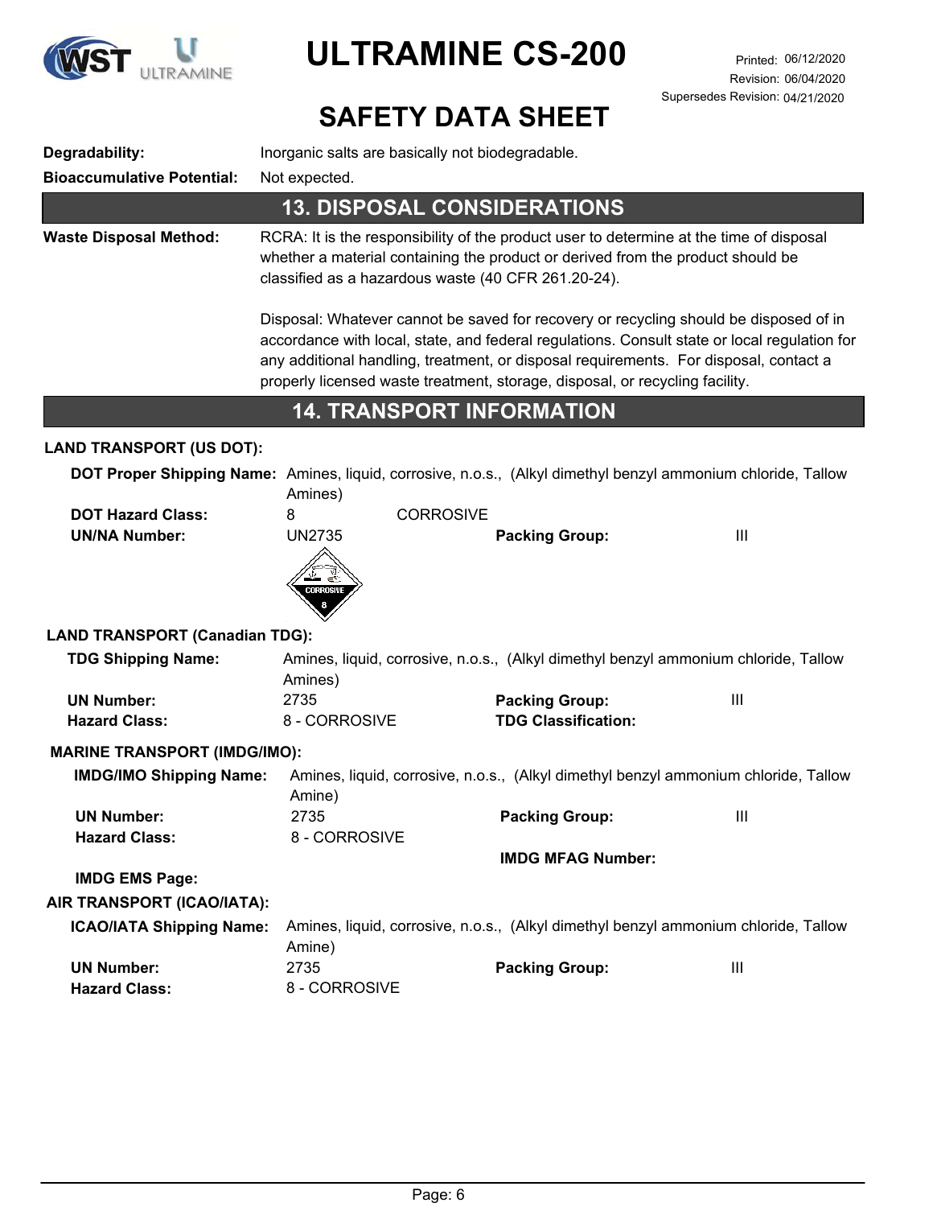**Degradability:** Inorganic salts are basically not biodegradable.

**Bioaccumulative Potential:** Not expected.

## 13. DISPOSAL CONSIDERATIONS

**Waste Disposal Method:** RCRA: It is the responsibility of the product user to determine at the time of disposal whether a material containing the product or derived from the product should be classified as a hazardous waste (40 CFR 261.20-24).

Disposal: Whatever cannot be saved for recovery or recycling should be disposed of in accordance with local, state, and federal regulations. Consult state or local regulation for any additional handling, treatment, or disposal requirements. For disposal, contact a properly licensed waste treatment, storage, disposal, or recycling facility.

## 14. TRANSPORT INFORMATION

**LAND TRANSPORT (US DOT):**

**DOT Proper Shipping Name:** Amines, liquid, corrosive, n.o.s., (Alkyl dimethyl benzyl ammonium chloride, Tallow Amines)

**DOT Hazard Class:** 8 CORROSIVE

**UN/NA Number:** UN2735 **Packing Group:** III

**LAND TRANSPORT (Canadian TDG):**

**TDG Shipping Name:** Amines, liquid, corrosive, n.o.s., (Alkyl dimethyl benzyl ammonium chloride, Tallow Amines)

**UN Number:** 2735 **Packing Group:** III

**Hazard Class:** 8 - CORROSIVE **TDG Classification:**

**MARINE TRANSPORT (IMDG/IMO):**

**IMDG/IMO Shipping Name:** Amines, liquid, corrosive, n.o.s., (Alkyl dimethyl benzyl ammonium chloride, Tallow Amine)

**UN Number:** 2735 **Packing Group:** III

**Hazard Class:** 8 - CORROSIVE

**IMDG MFAG Number:**

**IMDG EMS Page:**

**AIR TRANSPORT (ICAO/IATA):**

**ICAO/IATA Shipping Name:** Amines, liquid, corrosive, n.o.s., (Alkyl dimethyl benzyl ammonium chloride, Tallow Amine)

**UN Number:** 2735 **Packing Group:** III

**Hazard Class:** 8 - CORROSIVE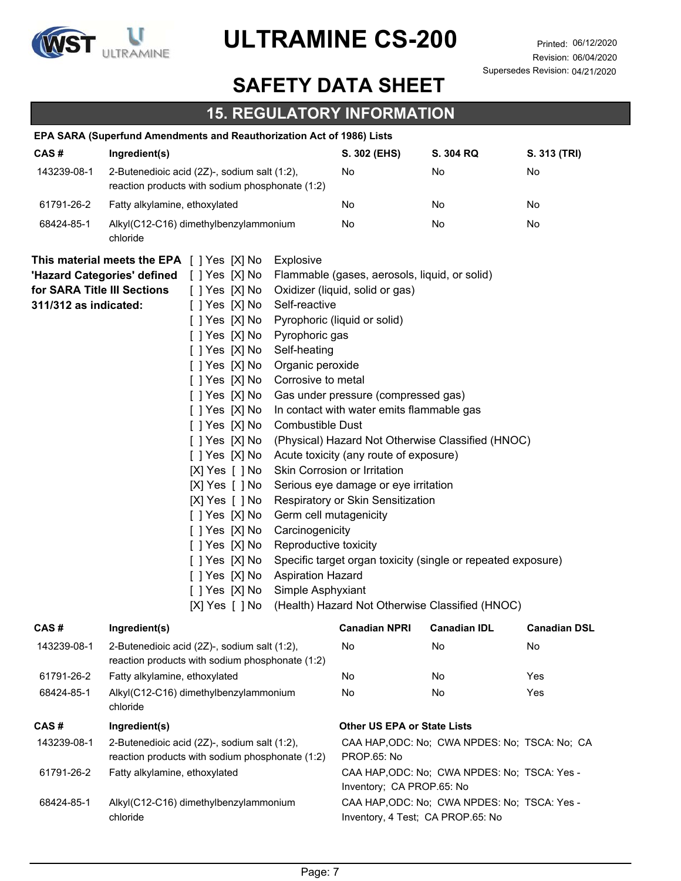## 15. REGULATORY INFORMATION

**EPA SARA (Superfund Amendments and Reauthorization Act of 1986) Lists**

| CAS # | Ingredient(s) | S. 302 (EHS) | S. 304 RQ | S. 313 (TRI) |
|---|---|---|---|---|
| 143239-08-1 | 2-Butenedioic acid (2Z)-, sodium salt (1:2), reaction products with sodium phosphonate (1:2) | No | No | No |
| 61791-26-2 | Fatty alkylamine, ethoxylated | No | No | No |
| 68424-85-1 | Alkyl(C12-C16) dimethylbenzylammonium chloride | No | No | No |

**This material meets the EPA 'Hazard Categories' defined for SARA Title III Sections 311/312 as indicated:**

[ ] Yes [X] No Explosive
[ ] Yes [X] No Flammable (gases, aerosols, liquid, or solid)
[ ] Yes [X] No Oxidizer (liquid, solid or gas)
[ ] Yes [X] No Self-reactive
[ ] Yes [X] No Pyrophoric (liquid or solid)
[ ] Yes [X] No Pyrophoric gas
[ ] Yes [X] No Self-heating
[ ] Yes [X] No Organic peroxide
[ ] Yes [X] No Corrosive to metal
[ ] Yes [X] No Gas under pressure (compressed gas)
[ ] Yes [X] No In contact with water emits flammable gas
[ ] Yes [X] No Combustible Dust
[ ] Yes [X] No (Physical) Hazard Not Otherwise Classified (HNOC)
[ ] Yes [X] No Acute toxicity (any route of exposure)
[X] Yes [ ] No Skin Corrosion or Irritation
[X] Yes [ ] No Serious eye damage or eye irritation
[X] Yes [ ] No Respiratory or Skin Sensitization
[ ] Yes [X] No Germ cell mutagenicity
[ ] Yes [X] No Carcinogenicity
[ ] Yes [X] No Reproductive toxicity
[ ] Yes [X] No Specific target organ toxicity (single or repeated exposure)
[ ] Yes [X] No Aspiration Hazard
[ ] Yes [X] No Simple Asphyxiant
[X] Yes [ ] No (Health) Hazard Not Otherwise Classified (HNOC)

| CAS # | Ingredient(s) | Canadian NPRI | Canadian IDL | Canadian DSL |
|---|---|---|---|---|
| 143239-08-1 | 2-Butenedioic acid (2Z)-, sodium salt (1:2), reaction products with sodium phosphonate (1:2) | No | No | No |
| 61791-26-2 | Fatty alkylamine, ethoxylated | No | No | Yes |
| 68424-85-1 | Alkyl(C12-C16) dimethylbenzylammonium chloride | No | No | Yes |

| CAS # | Ingredient(s) | Other US EPA or State Lists |
|---|---|---|
| 143239-08-1 | 2-Butenedioic acid (2Z)-, sodium salt (1:2), reaction products with sodium phosphonate (1:2) | CAA HAP,ODC: No; CWA NPDES: No; TSCA: No; CA PROP.65: No |
| 61791-26-2 | Fatty alkylamine, ethoxylated | CAA HAP,ODC: No; CWA NPDES: No; TSCA: Yes - Inventory; CA PROP.65: No |
| 68424-85-1 | Alkyl(C12-C16) dimethylbenzylammonium chloride | CAA HAP,ODC: No; CWA NPDES: No; TSCA: Yes - Inventory, 4 Test; CA PROP.65: No |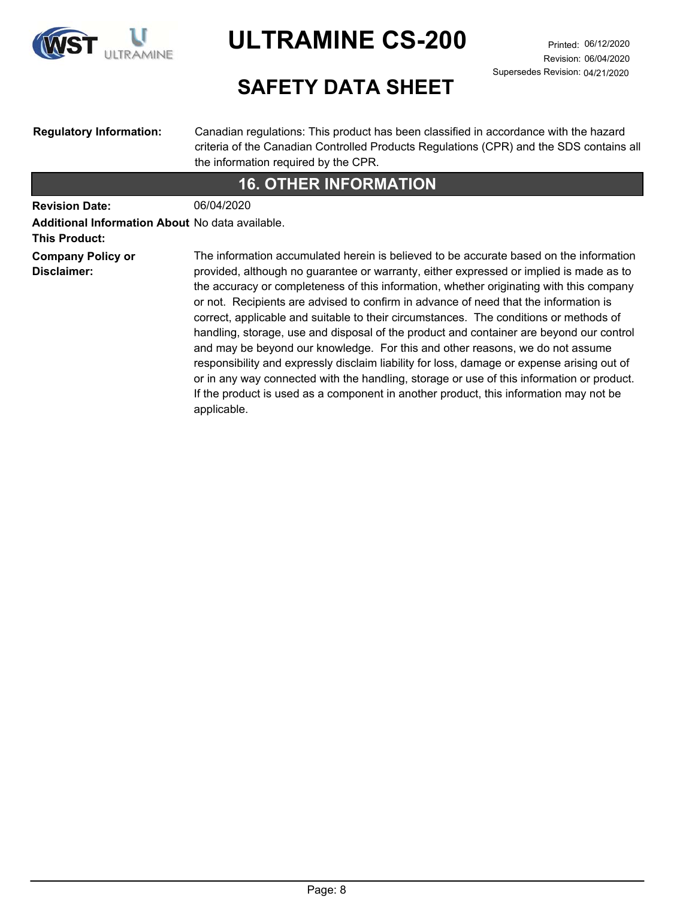**Regulatory Information:** Canadian regulations: This product has been classified in accordance with the hazard criteria of the Canadian Controlled Products Regulations (CPR) and the SDS contains all the information required by the CPR.

## 16. OTHER INFORMATION

**Revision Date:** 06/04/2020

**Additional Information About This Product:** No data available.

**Company Policy or Disclaimer:** The information accumulated herein is believed to be accurate based on the information provided, although no guarantee or warranty, either expressed or implied is made as to the accuracy or completeness of this information, whether originating with this company or not. Recipients are advised to confirm in advance of need that the information is correct, applicable and suitable to their circumstances. The conditions or methods of handling, storage, use and disposal of the product and container are beyond our control and may be beyond our knowledge. For this and other reasons, we do not assume responsibility and expressly disclaim liability for loss, damage or expense arising out of or in any way connected with the handling, storage or use of this information or product. If the product is used as a component in another product, this information may not be applicable.